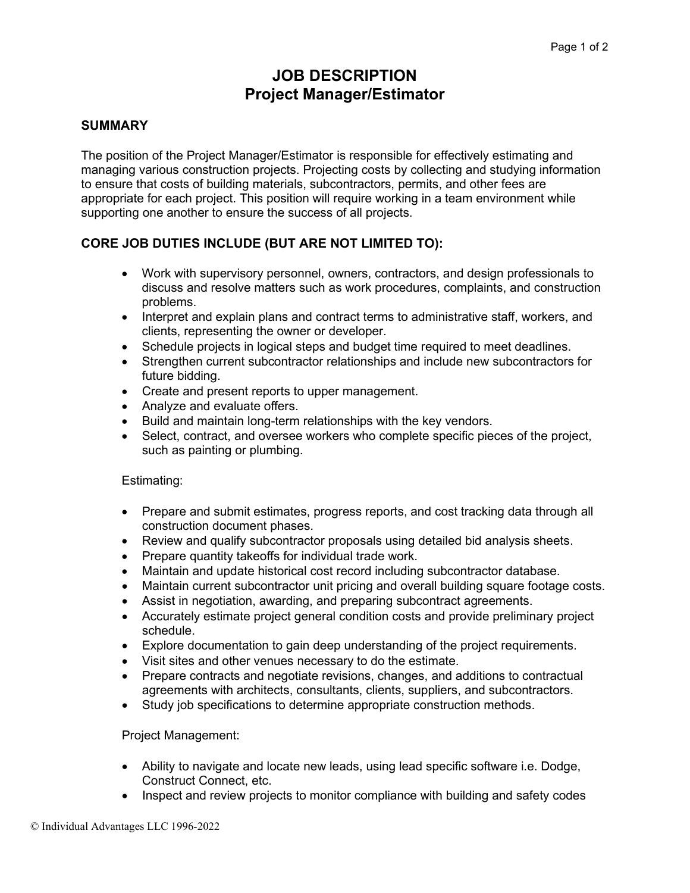# JOB DESCRIPTION
# Project Manager/Estimator

## SUMMARY

The position of the Project Manager/Estimator is responsible for effectively estimating and managing various construction projects. Projecting costs by collecting and studying information to ensure that costs of building materials, subcontractors, permits, and other fees are appropriate for each project. This position will require working in a team environment while supporting one another to ensure the success of all projects.

## CORE JOB DUTIES INCLUDE (BUT ARE NOT LIMITED TO):

- Work with supervisory personnel, owners, contractors, and design professionals to discuss and resolve matters such as work procedures, complaints, and construction problems.
- Interpret and explain plans and contract terms to administrative staff, workers, and clients, representing the owner or developer.
- Schedule projects in logical steps and budget time required to meet deadlines.
- Strengthen current subcontractor relationships and include new subcontractors for future bidding.
- Create and present reports to upper management.
- Analyze and evaluate offers.
- Build and maintain long-term relationships with the key vendors.
- Select, contract, and oversee workers who complete specific pieces of the project, such as painting or plumbing.

Estimating:

- Prepare and submit estimates, progress reports, and cost tracking data through all construction document phases.
- Review and qualify subcontractor proposals using detailed bid analysis sheets.
- Prepare quantity takeoffs for individual trade work.
- Maintain and update historical cost record including subcontractor database.
- Maintain current subcontractor unit pricing and overall building square footage costs.
- Assist in negotiation, awarding, and preparing subcontract agreements.
- Accurately estimate project general condition costs and provide preliminary project schedule.
- Explore documentation to gain deep understanding of the project requirements.
- Visit sites and other venues necessary to do the estimate.
- Prepare contracts and negotiate revisions, changes, and additions to contractual agreements with architects, consultants, clients, suppliers, and subcontractors.
- Study job specifications to determine appropriate construction methods.

Project Management:

- Ability to navigate and locate new leads, using lead specific software i.e. Dodge, Construct Connect, etc.
- Inspect and review projects to monitor compliance with building and safety codes

© Individual Advantages LLC 1996-2022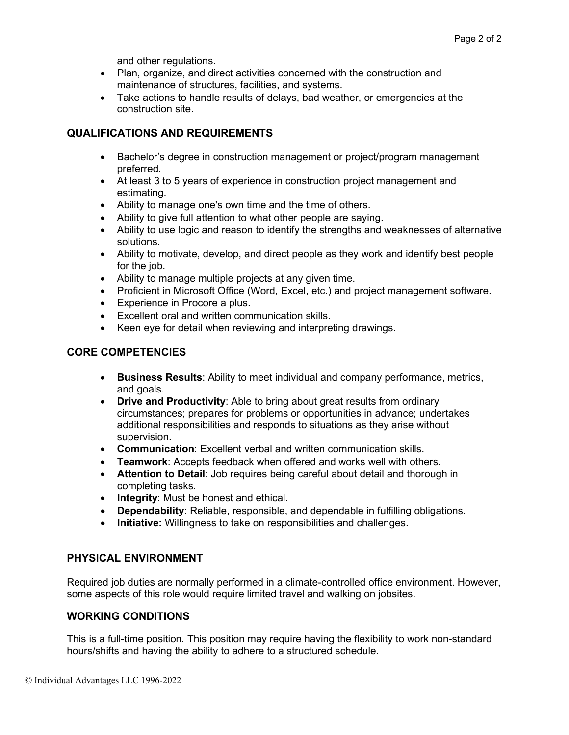and other regulations.

- Plan, organize, and direct activities concerned with the construction and maintenance of structures, facilities, and systems.
- Take actions to handle results of delays, bad weather, or emergencies at the construction site.

## QUALIFICATIONS AND REQUIREMENTS

- Bachelor's degree in construction management or project/program management preferred.
- At least 3 to 5 years of experience in construction project management and estimating.
- Ability to manage one's own time and the time of others.
- Ability to give full attention to what other people are saying.
- Ability to use logic and reason to identify the strengths and weaknesses of alternative solutions.
- Ability to motivate, develop, and direct people as they work and identify best people for the job.
- Ability to manage multiple projects at any given time.
- Proficient in Microsoft Office (Word, Excel, etc.) and project management software.
- Experience in Procore a plus.
- Excellent oral and written communication skills.
- Keen eye for detail when reviewing and interpreting drawings.

## CORE COMPETENCIES

- **Business Results**: Ability to meet individual and company performance, metrics, and goals.
- **Drive and Productivity**: Able to bring about great results from ordinary circumstances; prepares for problems or opportunities in advance; undertakes additional responsibilities and responds to situations as they arise without supervision.
- **Communication**: Excellent verbal and written communication skills.
- **Teamwork**: Accepts feedback when offered and works well with others.
- **Attention to Detail**: Job requires being careful about detail and thorough in completing tasks.
- **Integrity**: Must be honest and ethical.
- **Dependability**: Reliable, responsible, and dependable in fulfilling obligations.
- **Initiative:** Willingness to take on responsibilities and challenges.

## PHYSICAL ENVIRONMENT

Required job duties are normally performed in a climate-controlled office environment. However, some aspects of this role would require limited travel and walking on jobsites.

## WORKING CONDITIONS

This is a full-time position. This position may require having the flexibility to work non-standard hours/shifts and having the ability to adhere to a structured schedule.

© Individual Advantages LLC 1996-2022